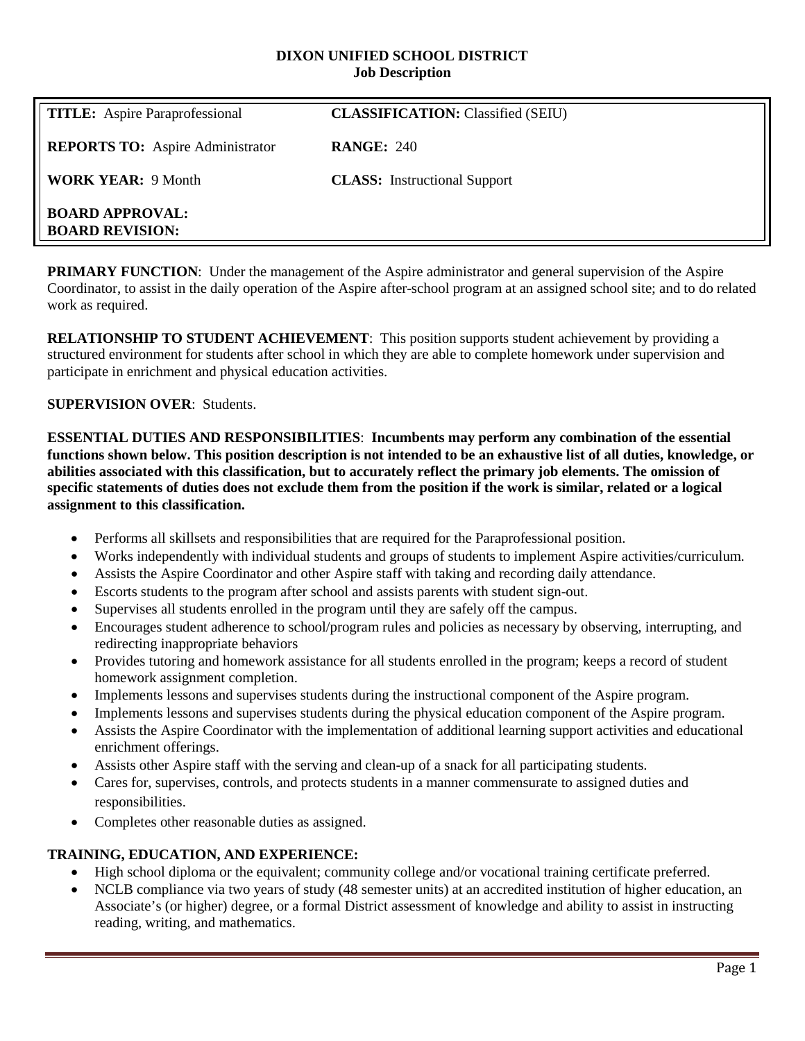# DIXON UNIFIED SCHOOL DISTRICT
## Job Description

| | |
|---|---|
| **TITLE:** Aspire Paraprofessional | **CLASSIFICATION:** Classified (SEIU) |
| **REPORTS TO:** Aspire Administrator | **RANGE:** 240 |
| **WORK YEAR:** 9 Month | **CLASS:** Instructional Support |
| **BOARD APPROVAL:**<br>**BOARD REVISION:** | |

**PRIMARY FUNCTION**: Under the management of the Aspire administrator and general supervision of the Aspire Coordinator, to assist in the daily operation of the Aspire after-school program at an assigned school site; and to do related work as required.

**RELATIONSHIP TO STUDENT ACHIEVEMENT**: This position supports student achievement by providing a structured environment for students after school in which they are able to complete homework under supervision and participate in enrichment and physical education activities.

**SUPERVISION OVER**: Students.

**ESSENTIAL DUTIES AND RESPONSIBILITIES**: **Incumbents may perform any combination of the essential functions shown below. This position description is not intended to be an exhaustive list of all duties, knowledge, or abilities associated with this classification, but to accurately reflect the primary job elements. The omission of specific statements of duties does not exclude them from the position if the work is similar, related or a logical assignment to this classification.**

- Performs all skillsets and responsibilities that are required for the Paraprofessional position.
- Works independently with individual students and groups of students to implement Aspire activities/curriculum.
- Assists the Aspire Coordinator and other Aspire staff with taking and recording daily attendance.
- Escorts students to the program after school and assists parents with student sign-out.
- Supervises all students enrolled in the program until they are safely off the campus.
- Encourages student adherence to school/program rules and policies as necessary by observing, interrupting, and redirecting inappropriate behaviors
- Provides tutoring and homework assistance for all students enrolled in the program; keeps a record of student homework assignment completion.
- Implements lessons and supervises students during the instructional component of the Aspire program.
- Implements lessons and supervises students during the physical education component of the Aspire program.
- Assists the Aspire Coordinator with the implementation of additional learning support activities and educational enrichment offerings.
- Assists other Aspire staff with the serving and clean-up of a snack for all participating students.
- Cares for, supervises, controls, and protects students in a manner commensurate to assigned duties and responsibilities.
- Completes other reasonable duties as assigned.

**TRAINING, EDUCATION, AND EXPERIENCE:**

- High school diploma or the equivalent; community college and/or vocational training certificate preferred.
- NCLB compliance via two years of study (48 semester units) at an accredited institution of higher education, an Associate's (or higher) degree, or a formal District assessment of knowledge and ability to assist in instructing reading, writing, and mathematics.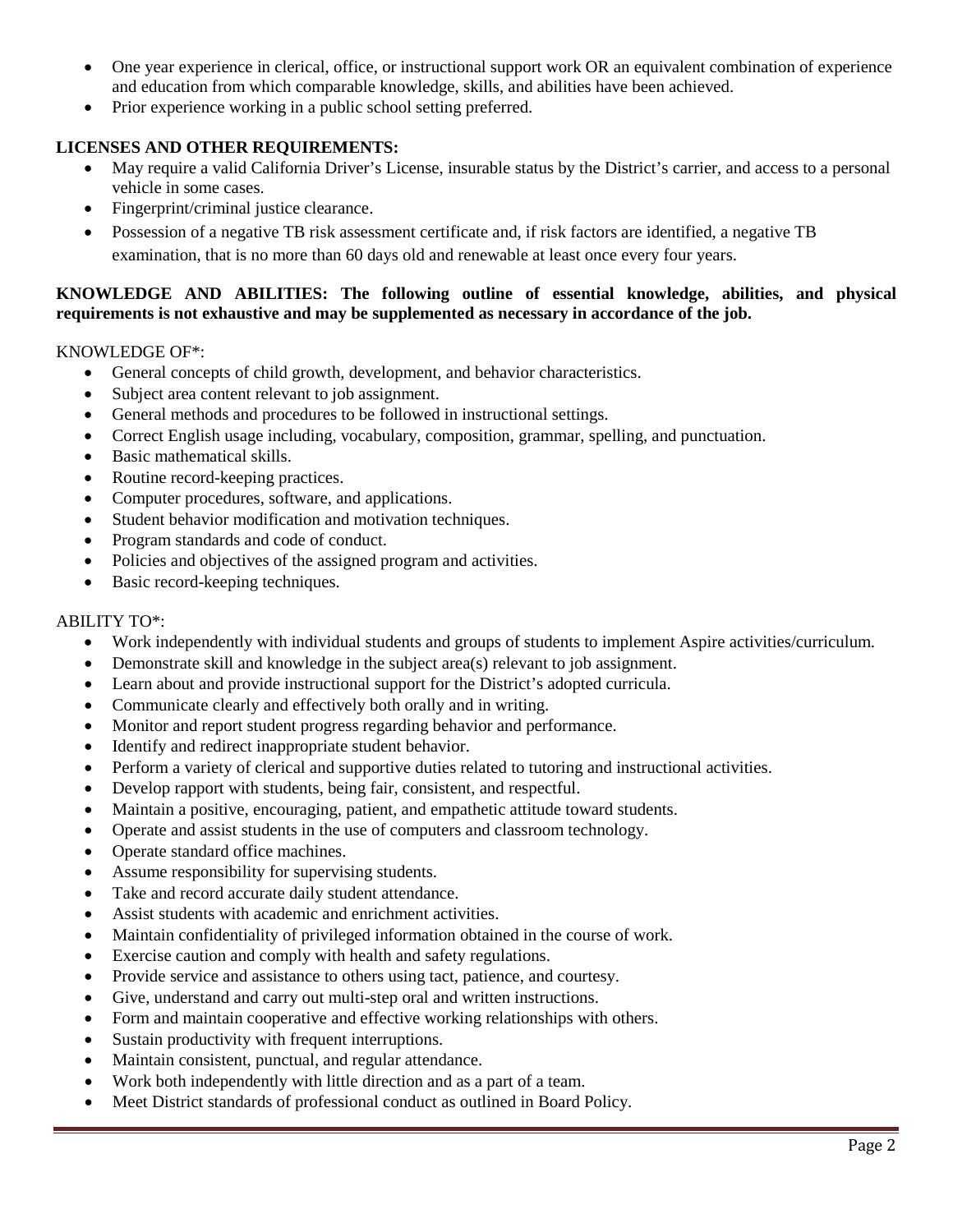- One year experience in clerical, office, or instructional support work OR an equivalent combination of experience and education from which comparable knowledge, skills, and abilities have been achieved.
- Prior experience working in a public school setting preferred.

**LICENSES AND OTHER REQUIREMENTS:**

- May require a valid California Driver's License, insurable status by the District's carrier, and access to a personal vehicle in some cases.
- Fingerprint/criminal justice clearance.
- Possession of a negative TB risk assessment certificate and, if risk factors are identified, a negative TB examination, that is no more than 60 days old and renewable at least once every four years.

**KNOWLEDGE AND ABILITIES: The following outline of essential knowledge, abilities, and physical requirements is not exhaustive and may be supplemented as necessary in accordance of the job.**

KNOWLEDGE OF*:

- General concepts of child growth, development, and behavior characteristics.
- Subject area content relevant to job assignment.
- General methods and procedures to be followed in instructional settings.
- Correct English usage including, vocabulary, composition, grammar, spelling, and punctuation.
- Basic mathematical skills.
- Routine record-keeping practices.
- Computer procedures, software, and applications.
- Student behavior modification and motivation techniques.
- Program standards and code of conduct.
- Policies and objectives of the assigned program and activities.
- Basic record-keeping techniques.

ABILITY TO*:

- Work independently with individual students and groups of students to implement Aspire activities/curriculum.
- Demonstrate skill and knowledge in the subject area(s) relevant to job assignment.
- Learn about and provide instructional support for the District's adopted curricula.
- Communicate clearly and effectively both orally and in writing.
- Monitor and report student progress regarding behavior and performance.
- Identify and redirect inappropriate student behavior.
- Perform a variety of clerical and supportive duties related to tutoring and instructional activities.
- Develop rapport with students, being fair, consistent, and respectful.
- Maintain a positive, encouraging, patient, and empathetic attitude toward students.
- Operate and assist students in the use of computers and classroom technology.
- Operate standard office machines.
- Assume responsibility for supervising students.
- Take and record accurate daily student attendance.
- Assist students with academic and enrichment activities.
- Maintain confidentiality of privileged information obtained in the course of work.
- Exercise caution and comply with health and safety regulations.
- Provide service and assistance to others using tact, patience, and courtesy.
- Give, understand and carry out multi-step oral and written instructions.
- Form and maintain cooperative and effective working relationships with others.
- Sustain productivity with frequent interruptions.
- Maintain consistent, punctual, and regular attendance.
- Work both independently with little direction and as a part of a team.
- Meet District standards of professional conduct as outlined in Board Policy.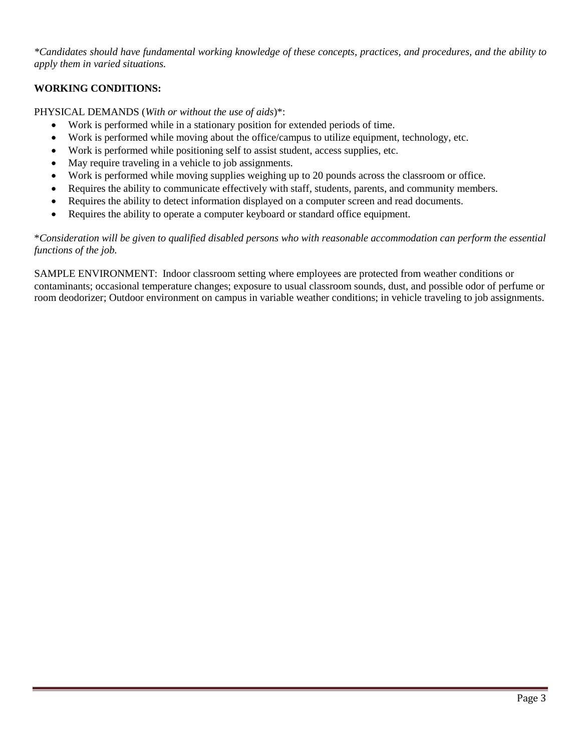*\*Candidates should have fundamental working knowledge of these concepts, practices, and procedures, and the ability to apply them in varied situations.*

**WORKING CONDITIONS:**

PHYSICAL DEMANDS (*With or without the use of aids*)*:

- Work is performed while in a stationary position for extended periods of time.
- Work is performed while moving about the office/campus to utilize equipment, technology, etc.
- Work is performed while positioning self to assist student, access supplies, etc.
- May require traveling in a vehicle to job assignments.
- Work is performed while moving supplies weighing up to 20 pounds across the classroom or office.
- Requires the ability to communicate effectively with staff, students, parents, and community members.
- Requires the ability to detect information displayed on a computer screen and read documents.
- Requires the ability to operate a computer keyboard or standard office equipment.

*\*Consideration will be given to qualified disabled persons who with reasonable accommodation can perform the essential functions of the job.*

SAMPLE ENVIRONMENT: Indoor classroom setting where employees are protected from weather conditions or contaminants; occasional temperature changes; exposure to usual classroom sounds, dust, and possible odor of perfume or room deodorizer; Outdoor environment on campus in variable weather conditions; in vehicle traveling to job assignments.